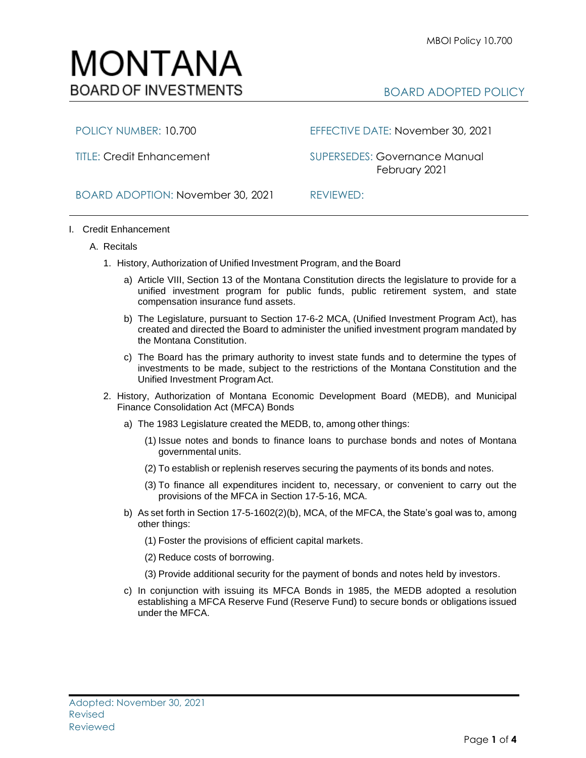# MONTANA
BOARD OF INVESTMENTS

MBOI Policy 10.700

BOARD ADOPTED POLICY

| | |
|---|---|
| POLICY NUMBER: 10.700 | EFFECTIVE DATE: November 30, 2021 |
| TITLE: Credit Enhancement | SUPERSEDES: Governance Manual February 2021 |
| BOARD ADOPTION: November 30, 2021 | REVIEWED: |

I. Credit Enhancement

A. Recitals

1. History, Authorization of Unified Investment Program, and the Board

   a) Article VIII, Section 13 of the Montana Constitution directs the legislature to provide for a unified investment program for public funds, public retirement system, and state compensation insurance fund assets.

   b) The Legislature, pursuant to Section 17-6-2 MCA, (Unified Investment Program Act), has created and directed the Board to administer the unified investment program mandated by the Montana Constitution.

   c) The Board has the primary authority to invest state funds and to determine the types of investments to be made, subject to the restrictions of the Montana Constitution and the Unified Investment Program Act.

2. History, Authorization of Montana Economic Development Board (MEDB), and Municipal Finance Consolidation Act (MFCA) Bonds

   a) The 1983 Legislature created the MEDB, to, among other things:

      (1) Issue notes and bonds to finance loans to purchase bonds and notes of Montana governmental units.

      (2) To establish or replenish reserves securing the payments of its bonds and notes.

      (3) To finance all expenditures incident to, necessary, or convenient to carry out the provisions of the MFCA in Section 17-5-16, MCA.

   b) As set forth in Section 17-5-1602(2)(b), MCA, of the MFCA, the State's goal was to, among other things:

      (1) Foster the provisions of efficient capital markets.

      (2) Reduce costs of borrowing.

      (3) Provide additional security for the payment of bonds and notes held by investors.

   c) In conjunction with issuing its MFCA Bonds in 1985, the MEDB adopted a resolution establishing a MFCA Reserve Fund (Reserve Fund) to secure bonds or obligations issued under the MFCA.

Adopted: November 30, 2021
Revised
Reviewed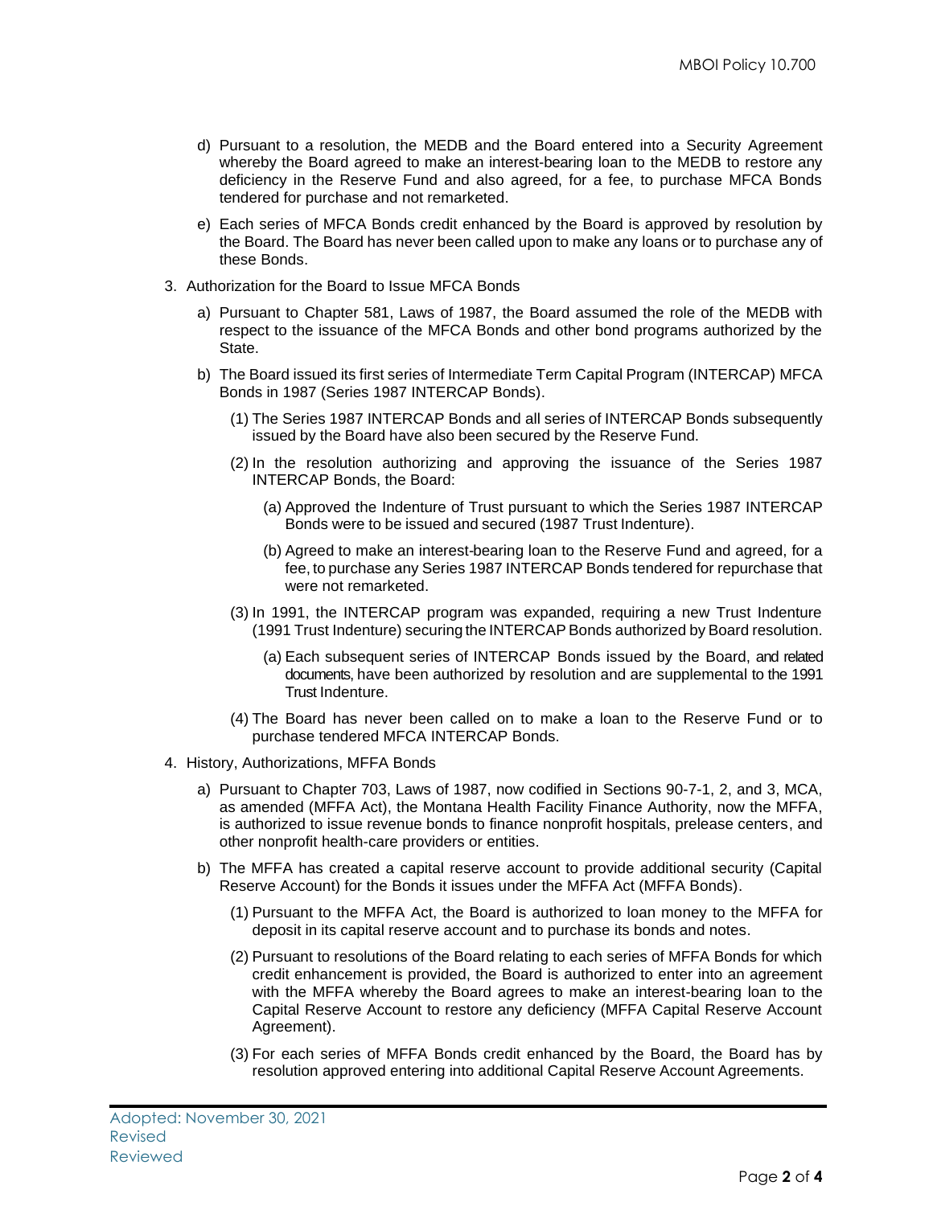d) Pursuant to a resolution, the MEDB and the Board entered into a Security Agreement whereby the Board agreed to make an interest-bearing loan to the MEDB to restore any deficiency in the Reserve Fund and also agreed, for a fee, to purchase MFCA Bonds tendered for purchase and not remarketed.

e) Each series of MFCA Bonds credit enhanced by the Board is approved by resolution by the Board. The Board has never been called upon to make any loans or to purchase any of these Bonds.

3. Authorization for the Board to Issue MFCA Bonds

   a) Pursuant to Chapter 581, Laws of 1987, the Board assumed the role of the MEDB with respect to the issuance of the MFCA Bonds and other bond programs authorized by the State.

   b) The Board issued its first series of Intermediate Term Capital Program (INTERCAP) MFCA Bonds in 1987 (Series 1987 INTERCAP Bonds).

      (1) The Series 1987 INTERCAP Bonds and all series of INTERCAP Bonds subsequently issued by the Board have also been secured by the Reserve Fund.

      (2) In the resolution authorizing and approving the issuance of the Series 1987 INTERCAP Bonds, the Board:

         (a) Approved the Indenture of Trust pursuant to which the Series 1987 INTERCAP Bonds were to be issued and secured (1987 Trust Indenture).

         (b) Agreed to make an interest-bearing loan to the Reserve Fund and agreed, for a fee, to purchase any Series 1987 INTERCAP Bonds tendered for repurchase that were not remarketed.

      (3) In 1991, the INTERCAP program was expanded, requiring a new Trust Indenture (1991 Trust Indenture) securing the INTERCAP Bonds authorized by Board resolution.

         (a) Each subsequent series of INTERCAP Bonds issued by the Board, and related documents, have been authorized by resolution and are supplemental to the 1991 Trust Indenture.

      (4) The Board has never been called on to make a loan to the Reserve Fund or to purchase tendered MFCA INTERCAP Bonds.

4. History, Authorizations, MFFA Bonds

   a) Pursuant to Chapter 703, Laws of 1987, now codified in Sections 90-7-1, 2, and 3, MCA, as amended (MFFA Act), the Montana Health Facility Finance Authority, now the MFFA, is authorized to issue revenue bonds to finance nonprofit hospitals, prelease centers, and other nonprofit health-care providers or entities.

   b) The MFFA has created a capital reserve account to provide additional security (Capital Reserve Account) for the Bonds it issues under the MFFA Act (MFFA Bonds).

      (1) Pursuant to the MFFA Act, the Board is authorized to loan money to the MFFA for deposit in its capital reserve account and to purchase its bonds and notes.

      (2) Pursuant to resolutions of the Board relating to each series of MFFA Bonds for which credit enhancement is provided, the Board is authorized to enter into an agreement with the MFFA whereby the Board agrees to make an interest-bearing loan to the Capital Reserve Account to restore any deficiency (MFFA Capital Reserve Account Agreement).

      (3) For each series of MFFA Bonds credit enhanced by the Board, the Board has by resolution approved entering into additional Capital Reserve Account Agreements.

Adopted: November 30, 2021
Revised
Reviewed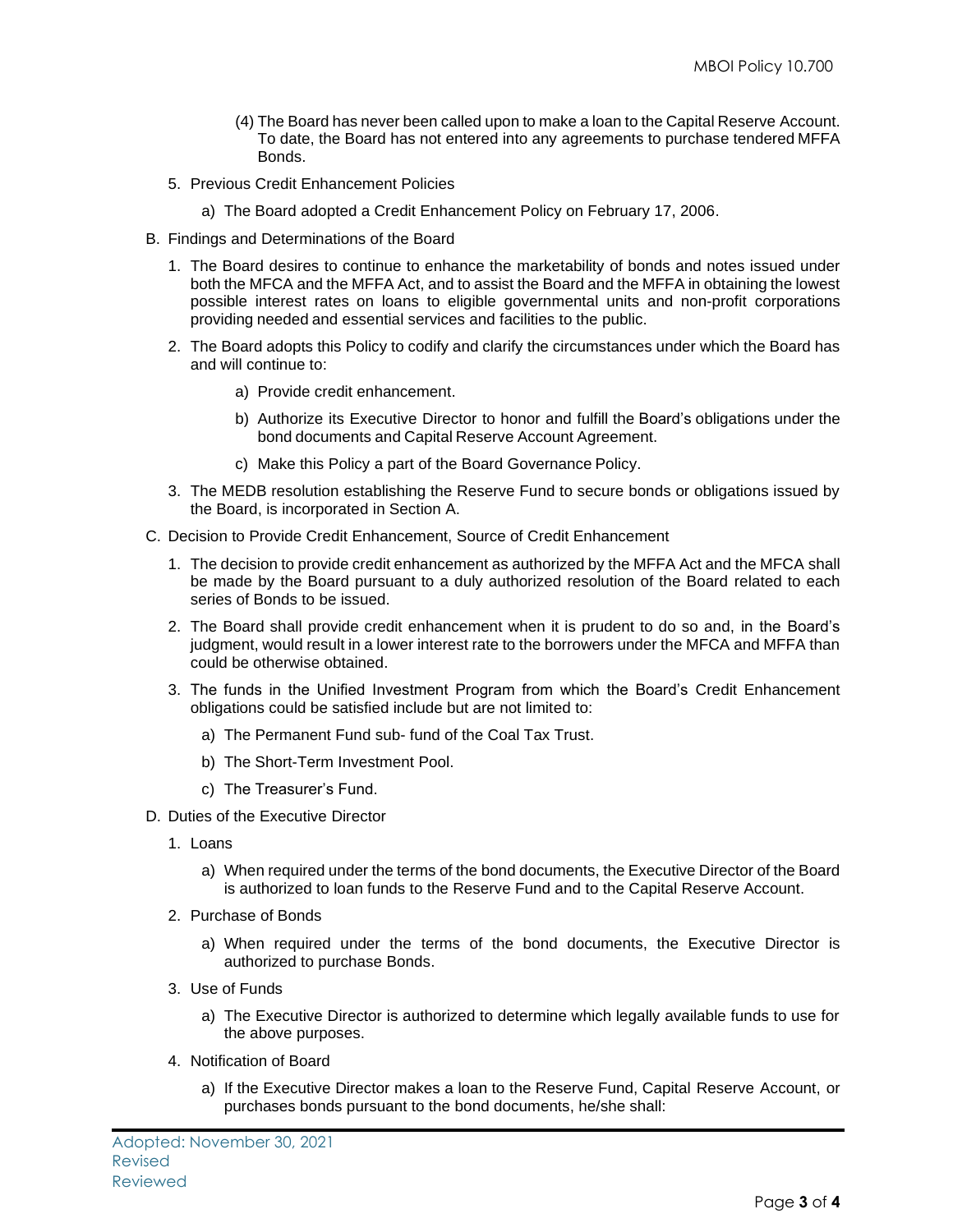(4) The Board has never been called upon to make a loan to the Capital Reserve Account. To date, the Board has not entered into any agreements to purchase tendered MFFA Bonds.

5. Previous Credit Enhancement Policies

   a) The Board adopted a Credit Enhancement Policy on February 17, 2006.

B. Findings and Determinations of the Board

1. The Board desires to continue to enhance the marketability of bonds and notes issued under both the MFCA and the MFFA Act, and to assist the Board and the MFFA in obtaining the lowest possible interest rates on loans to eligible governmental units and non-profit corporations providing needed and essential services and facilities to the public.

2. The Board adopts this Policy to codify and clarify the circumstances under which the Board has and will continue to:

   a) Provide credit enhancement.

   b) Authorize its Executive Director to honor and fulfill the Board's obligations under the bond documents and Capital Reserve Account Agreement.

   c) Make this Policy a part of the Board Governance Policy.

3. The MEDB resolution establishing the Reserve Fund to secure bonds or obligations issued by the Board, is incorporated in Section A.

C. Decision to Provide Credit Enhancement, Source of Credit Enhancement

1. The decision to provide credit enhancement as authorized by the MFFA Act and the MFCA shall be made by the Board pursuant to a duly authorized resolution of the Board related to each series of Bonds to be issued.

2. The Board shall provide credit enhancement when it is prudent to do so and, in the Board's judgment, would result in a lower interest rate to the borrowers under the MFCA and MFFA than could be otherwise obtained.

3. The funds in the Unified Investment Program from which the Board's Credit Enhancement obligations could be satisfied include but are not limited to:

   a) The Permanent Fund sub- fund of the Coal Tax Trust.

   b) The Short-Term Investment Pool.

   c) The Treasurer's Fund.

D. Duties of the Executive Director

1. Loans

   a) When required under the terms of the bond documents, the Executive Director of the Board is authorized to loan funds to the Reserve Fund and to the Capital Reserve Account.

2. Purchase of Bonds

   a) When required under the terms of the bond documents, the Executive Director is authorized to purchase Bonds.

3. Use of Funds

   a) The Executive Director is authorized to determine which legally available funds to use for the above purposes.

4. Notification of Board

   a) If the Executive Director makes a loan to the Reserve Fund, Capital Reserve Account, or purchases bonds pursuant to the bond documents, he/she shall:

Adopted: November 30, 2021
Revised
Reviewed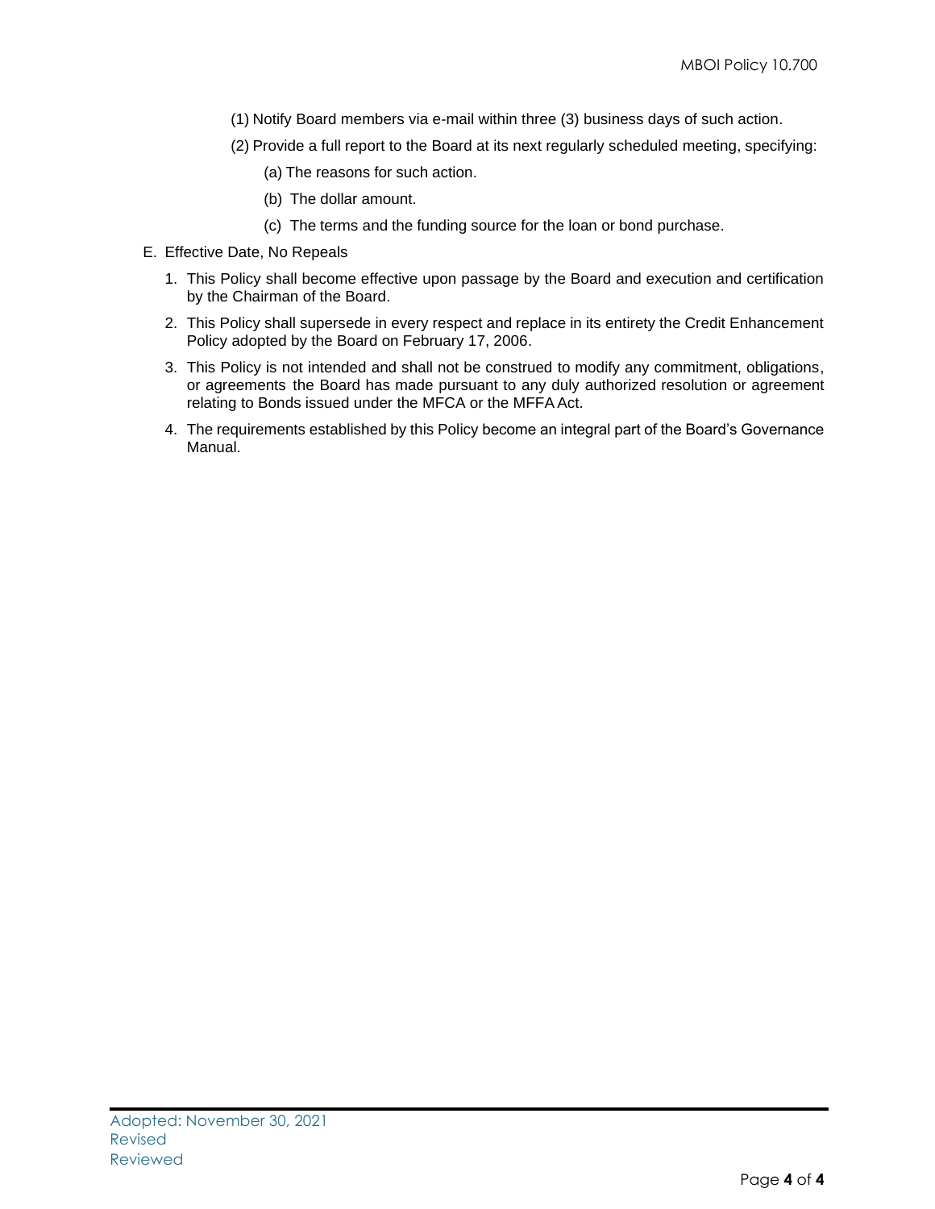(1) Notify Board members via e-mail within three (3) business days of such action.

(2) Provide a full report to the Board at its next regularly scheduled meeting, specifying:

(a) The reasons for such action.

(b) The dollar amount.

(c) The terms and the funding source for the loan or bond purchase.

E. Effective Date, No Repeals

1. This Policy shall become effective upon passage by the Board and execution and certification by the Chairman of the Board.
2. This Policy shall supersede in every respect and replace in its entirety the Credit Enhancement Policy adopted by the Board on February 17, 2006.
3. This Policy is not intended and shall not be construed to modify any commitment, obligations, or agreements the Board has made pursuant to any duly authorized resolution or agreement relating to Bonds issued under the MFCA or the MFFA Act.
4. The requirements established by this Policy become an integral part of the Board's Governance Manual.

Adopted: November 30, 2021
Revised
Reviewed